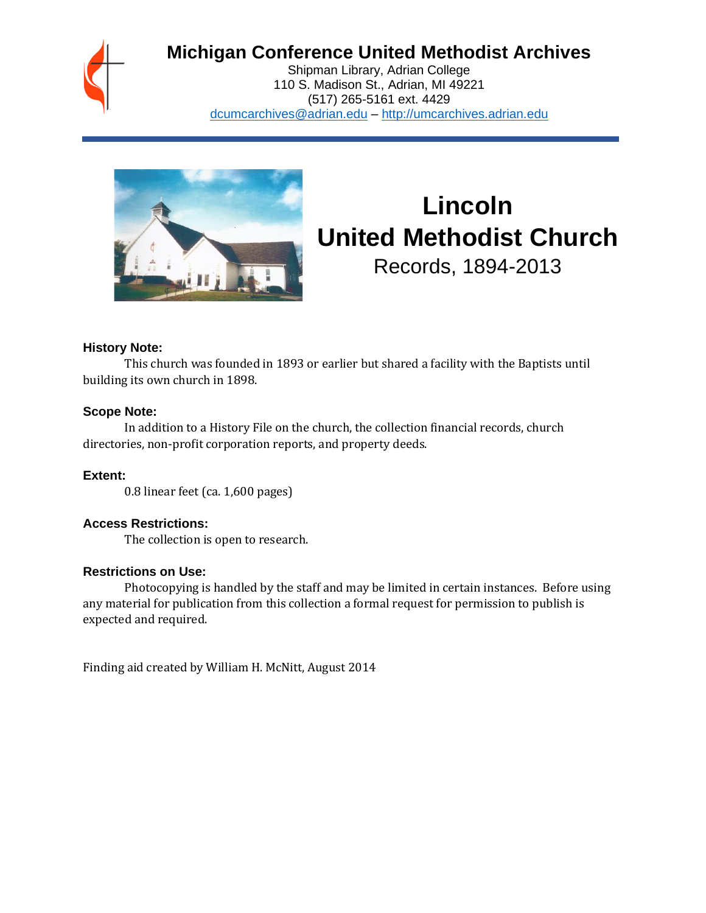# Michigan Conference United Methodist Archives

Shipman Library, Adrian College
110 S. Madison St., Adrian, MI 49221
(517) 265-5161 ext. 4429
dcumcarchives@adrian.edu – http://umcarchives.adrian.edu

# Lincoln United Methodist Church

## Records, 1894-2013

### History Note:

This church was founded in 1893 or earlier but shared a facility with the Baptists until building its own church in 1898.

### Scope Note:

In addition to a History File on the church, the collection financial records, church directories, non-profit corporation reports, and property deeds.

### Extent:

0.8 linear feet (ca. 1,600 pages)

### Access Restrictions:

The collection is open to research.

### Restrictions on Use:

Photocopying is handled by the staff and may be limited in certain instances. Before using any material for publication from this collection a formal request for permission to publish is expected and required.

Finding aid created by William H. McNitt, August 2014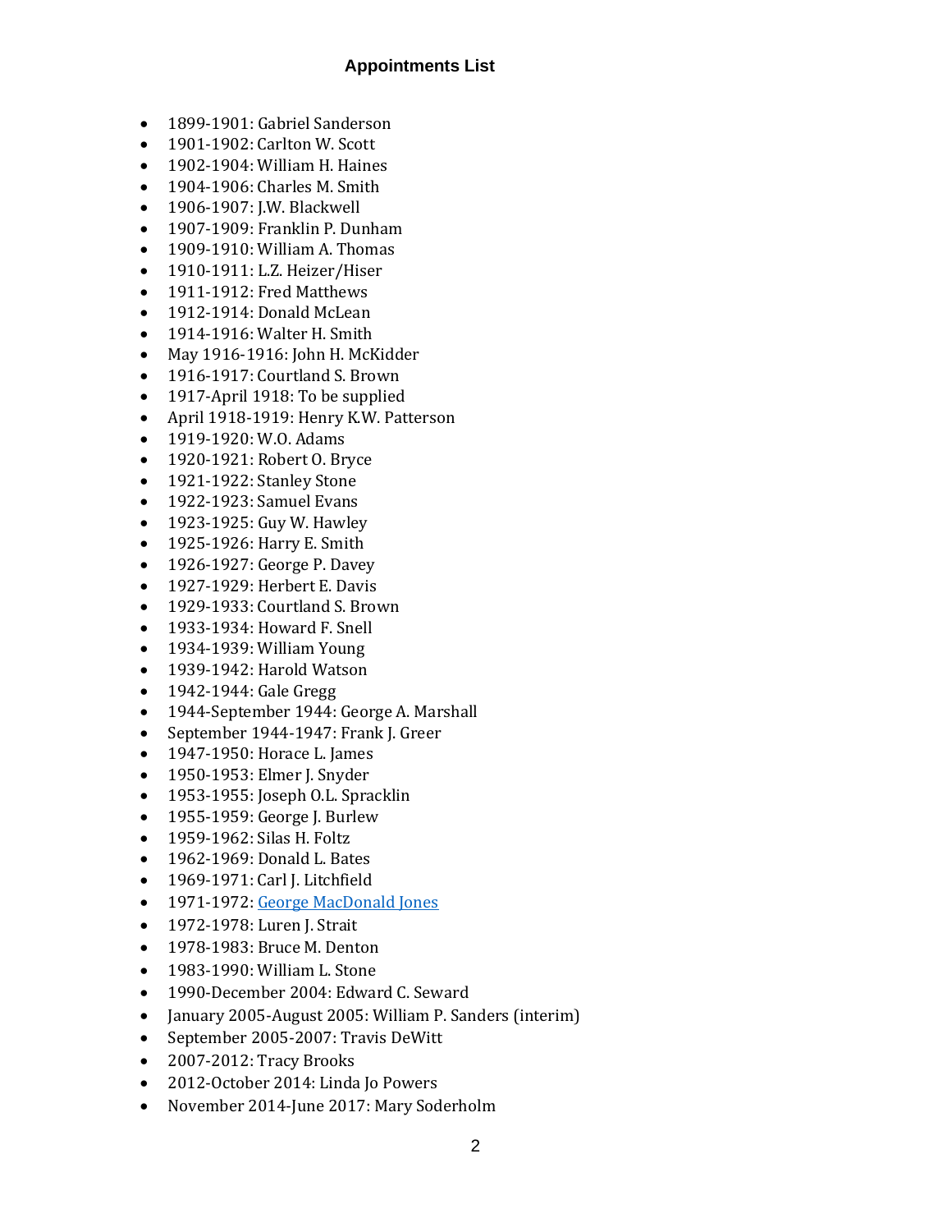## Appointments List

- 1899-1901: Gabriel Sanderson
- 1901-1902: Carlton W. Scott
- 1902-1904: William H. Haines
- 1904-1906: Charles M. Smith
- 1906-1907: J.W. Blackwell
- 1907-1909: Franklin P. Dunham
- 1909-1910: William A. Thomas
- 1910-1911: L.Z. Heizer/Hiser
- 1911-1912: Fred Matthews
- 1912-1914: Donald McLean
- 1914-1916: Walter H. Smith
- May 1916-1916: John H. McKidder
- 1916-1917: Courtland S. Brown
- 1917-April 1918: To be supplied
- April 1918-1919: Henry K.W. Patterson
- 1919-1920: W.O. Adams
- 1920-1921: Robert O. Bryce
- 1921-1922: Stanley Stone
- 1922-1923: Samuel Evans
- 1923-1925: Guy W. Hawley
- 1925-1926: Harry E. Smith
- 1926-1927: George P. Davey
- 1927-1929: Herbert E. Davis
- 1929-1933: Courtland S. Brown
- 1933-1934: Howard F. Snell
- 1934-1939: William Young
- 1939-1942: Harold Watson
- 1942-1944: Gale Gregg
- 1944-September 1944: George A. Marshall
- September 1944-1947: Frank J. Greer
- 1947-1950: Horace L. James
- 1950-1953: Elmer J. Snyder
- 1953-1955: Joseph O.L. Spracklin
- 1955-1959: George J. Burlew
- 1959-1962: Silas H. Foltz
- 1962-1969: Donald L. Bates
- 1969-1971: Carl J. Litchfield
- 1971-1972: George MacDonald Jones
- 1972-1978: Luren J. Strait
- 1978-1983: Bruce M. Denton
- 1983-1990: William L. Stone
- 1990-December 2004: Edward C. Seward
- January 2005-August 2005: William P. Sanders (interim)
- September 2005-2007: Travis DeWitt
- 2007-2012: Tracy Brooks
- 2012-October 2014: Linda Jo Powers
- November 2014-June 2017: Mary Soderholm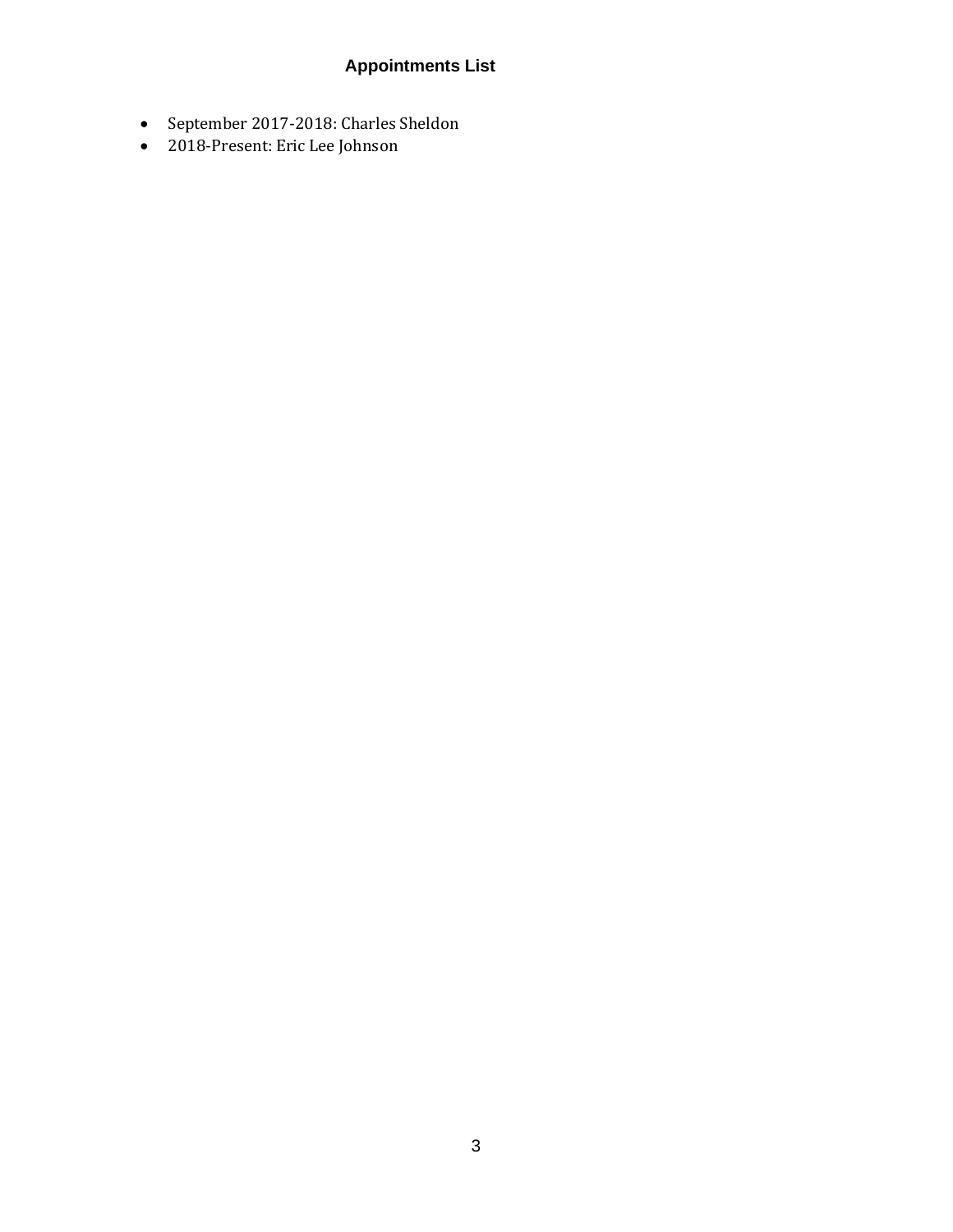## Appointments List

- September 2017-2018: Charles Sheldon
- 2018-Present: Eric Lee Johnson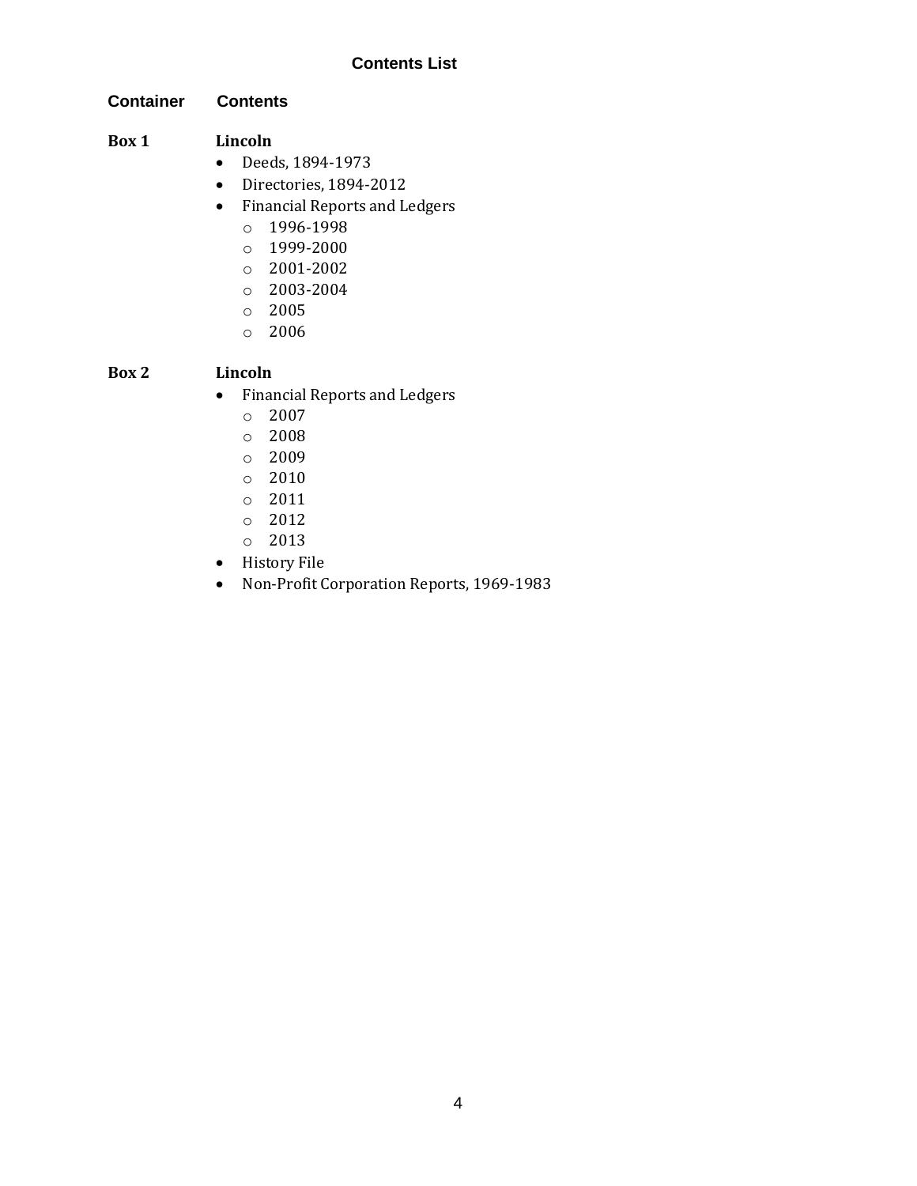## Contents List

**Container** **Contents**

**Box 1** **Lincoln**

- Deeds, 1894-1973
- Directories, 1894-2012
- Financial Reports and Ledgers
  - 1996-1998
  - 1999-2000
  - 2001-2002
  - 2003-2004
  - 2005
  - 2006

**Box 2** **Lincoln**

- Financial Reports and Ledgers
  - 2007
  - 2008
  - 2009
  - 2010
  - 2011
  - 2012
  - 2013
- History File
- Non-Profit Corporation Reports, 1969-1983